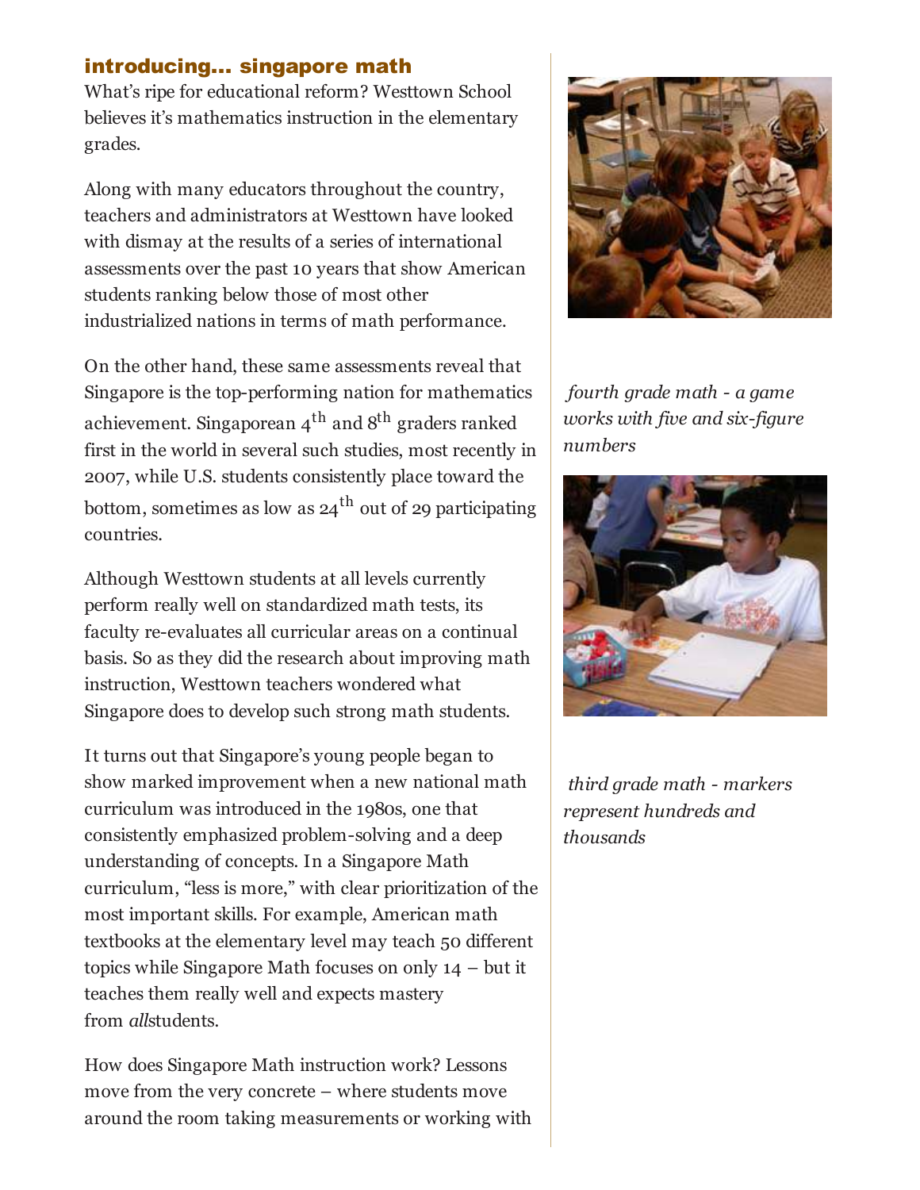## introducing... singapore math

What's ripe for educational reform? Westtown School believes it's mathematics instruction in the elementary grades.

Along with many educators throughout the country, teachers and administrators at Westtown have looked with dismay at the results of a series of international assessments over the past 10 years that show American students ranking below those of most other industrialized nations in terms of math performance.

On the other hand, these same assessments reveal that Singapore is the top-performing nation for mathematics achievement. Singaporean 4th and 8th graders ranked first in the world in several such studies, most recently in 2007, while U.S. students consistently place toward the bottom, sometimes as low as 24th out of 29 participating countries.

Although Westtown students at all levels currently perform really well on standardized math tests, its faculty re-evaluates all curricular areas on a continual basis. So as they did the research about improving math instruction, Westtown teachers wondered what Singapore does to develop such strong math students.

It turns out that Singapore's young people began to show marked improvement when a new national math curriculum was introduced in the 1980s, one that consistently emphasized problem-solving and a deep understanding of concepts. In a Singapore Math curriculum, "less is more," with clear prioritization of the most important skills. For example, American math textbooks at the elementary level may teach 50 different topics while Singapore Math focuses on only 14 – but it teaches them really well and expects mastery from *all*students.

How does Singapore Math instruction work? Lessons move from the very concrete – where students move around the room taking measurements or working with

*fourth grade math - a game works with five and six-figure numbers*

*third grade math - markers represent hundreds and thousands*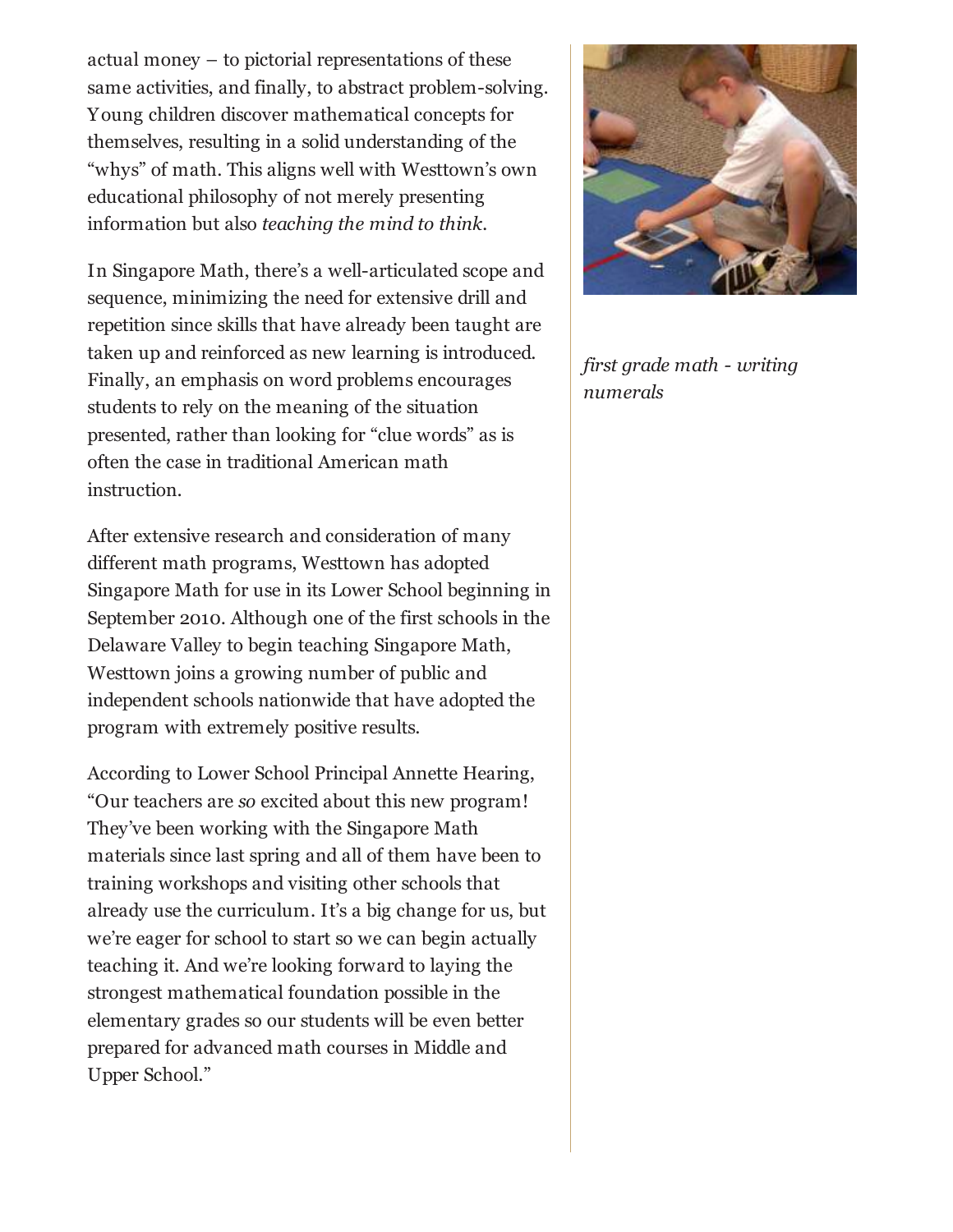actual money – to pictorial representations of these same activities, and finally, to abstract problem-solving. Young children discover mathematical concepts for themselves, resulting in a solid understanding of the "whys" of math. This aligns well with Westtown's own educational philosophy of not merely presenting information but also *teaching the mind to think*.

In Singapore Math, there's a well-articulated scope and sequence, minimizing the need for extensive drill and repetition since skills that have already been taught are taken up and reinforced as new learning is introduced. Finally, an emphasis on word problems encourages students to rely on the meaning of the situation presented, rather than looking for "clue words" as is often the case in traditional American math instruction.

After extensive research and consideration of many different math programs, Westtown has adopted Singapore Math for use in its Lower School beginning in September 2010. Although one of the first schools in the Delaware Valley to begin teaching Singapore Math, Westtown joins a growing number of public and independent schools nationwide that have adopted the program with extremely positive results.

According to Lower School Principal Annette Hearing, "Our teachers are *so* excited about this new program! They've been working with the Singapore Math materials since last spring and all of them have been to training workshops and visiting other schools that already use the curriculum. It's a big change for us, but we're eager for school to start so we can begin actually teaching it. And we're looking forward to laying the strongest mathematical foundation possible in the elementary grades so our students will be even better prepared for advanced math courses in Middle and Upper School."

*first grade math - writing numerals*